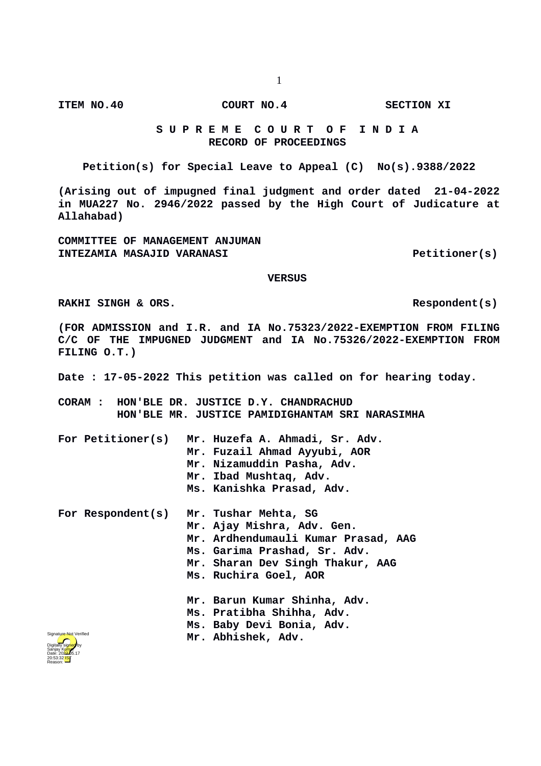**ITEM NO.40 COURT NO.4 SECTION XI**

**S U P R E M E C O U R T O F I N D I A**
**RECORD OF PROCEEDINGS**

**Petition(s) for Special Leave to Appeal (C) No(s).9388/2022**

**(Arising out of impugned final judgment and order dated 21-04-2022 in MUA227 No. 2946/2022 passed by the High Court of Judicature at Allahabad)**

**COMMITTEE OF MANAGEMENT ANJUMAN INTEZAMIA MASAJID VARANASI** **Petitioner(s)**

**VERSUS**

**RAKHI SINGH & ORS.** **Respondent(s)**

**(FOR ADMISSION and I.R. and IA No.75323/2022-EXEMPTION FROM FILING C/C OF THE IMPUGNED JUDGMENT and IA No.75326/2022-EXEMPTION FROM FILING O.T.)**

**Date : 17-05-2022 This petition was called on for hearing today.**

**CORAM : HON'BLE DR. JUSTICE D.Y. CHANDRACHUD**
**HON'BLE MR. JUSTICE PAMIDIGHANTAM SRI NARASIMHA**

**For Petitioner(s)**
**Mr. Huzefa A. Ahmadi, Sr. Adv.**
**Mr. Fuzail Ahmad Ayyubi, AOR**
**Mr. Nizamuddin Pasha, Adv.**
**Mr. Ibad Mushtaq, Adv.**
**Ms. Kanishka Prasad, Adv.**

**For Respondent(s)**
**Mr. Tushar Mehta, SG**
**Mr. Ajay Mishra, Adv. Gen.**
**Mr. Ardhendumauli Kumar Prasad, AAG**
**Ms. Garima Prashad, Sr. Adv.**
**Mr. Sharan Dev Singh Thakur, AAG**
**Ms. Ruchira Goel, AOR**

**Mr. Barun Kumar Shinha, Adv.**
**Ms. Pratibha Shihha, Adv.**
**Ms. Baby Devi Bonia, Adv.**
**Mr. Abhishek, Adv.**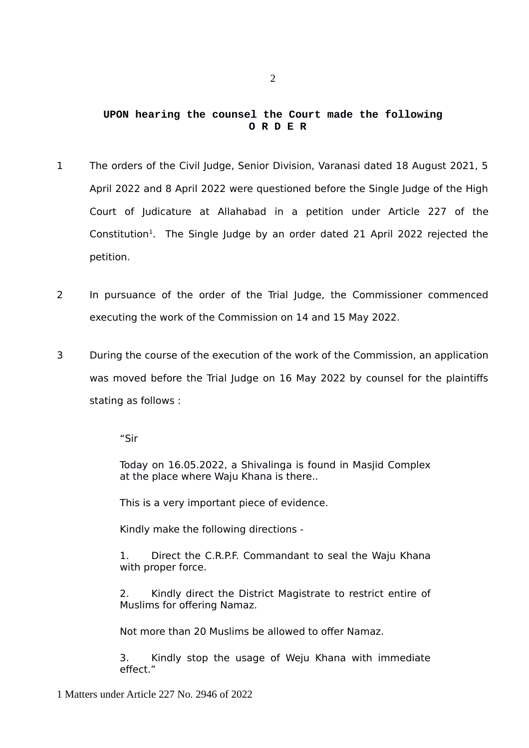**UPON hearing the counsel the Court made the following**
**O R D E R**

1 The orders of the Civil Judge, Senior Division, Varanasi dated 18 August 2021, 5 April 2022 and 8 April 2022 were questioned before the Single Judge of the High Court of Judicature at Allahabad in a petition under Article 227 of the Constitution[1]. The Single Judge by an order dated 21 April 2022 rejected the petition.

2 In pursuance of the order of the Trial Judge, the Commissioner commenced executing the work of the Commission on 14 and 15 May 2022.

3 During the course of the execution of the work of the Commission, an application was moved before the Trial Judge on 16 May 2022 by counsel for the plaintiffs stating as follows :

> "Sir
>
> Today on 16.05.2022, a Shivalinga is found in Masjid Complex at the place where Waju Khana is there..
>
> This is a very important piece of evidence.
>
> Kindly make the following directions -
>
> 1. Direct the C.R.P.F. Commandant to seal the Waju Khana with proper force.
>
> 2. Kindly direct the District Magistrate to restrict entire of Muslims for offering Namaz.
>
> Not more than 20 Muslims be allowed to offer Namaz.
>
> 3. Kindly stop the usage of Weju Khana with immediate effect."

[1] Matters under Article 227 No. 2946 of 2022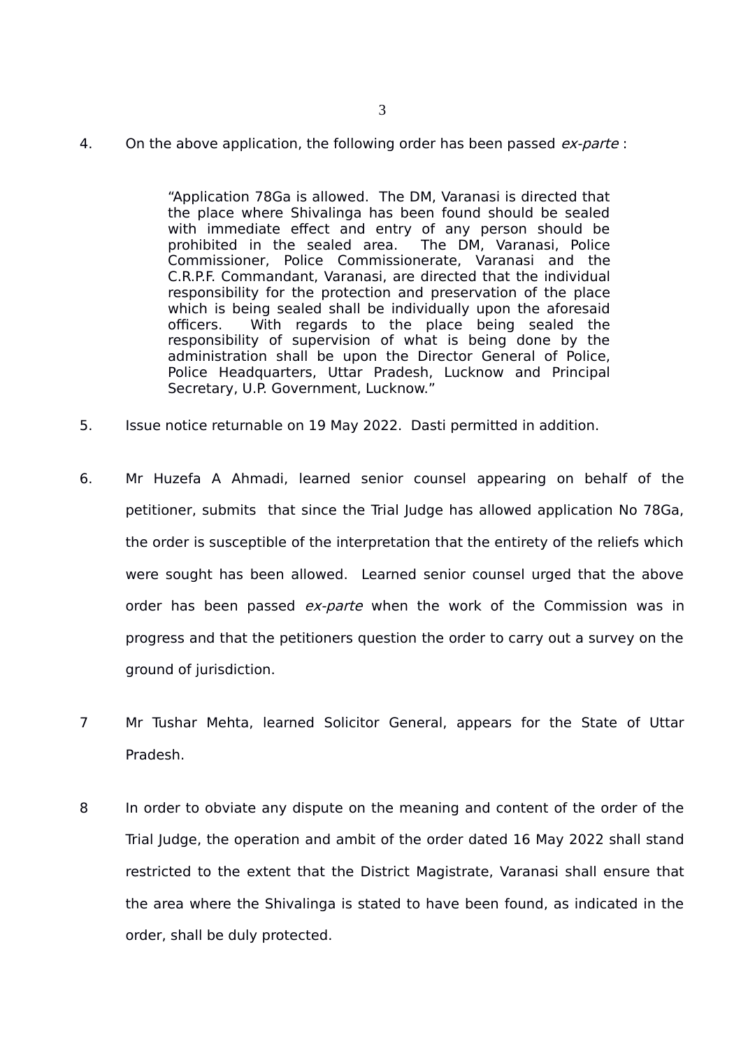4. On the above application, the following order has been passed *ex-parte* :

> "Application 78Ga is allowed. The DM, Varanasi is directed that the place where Shivalinga has been found should be sealed with immediate effect and entry of any person should be prohibited in the sealed area. The DM, Varanasi, Police Commissioner, Police Commissionerate, Varanasi and the C.R.P.F. Commandant, Varanasi, are directed that the individual responsibility for the protection and preservation of the place which is being sealed shall be individually upon the aforesaid officers. With regards to the place being sealed the responsibility of supervision of what is being done by the administration shall be upon the Director General of Police, Police Headquarters, Uttar Pradesh, Lucknow and Principal Secretary, U.P. Government, Lucknow."

5. Issue notice returnable on 19 May 2022. Dasti permitted in addition.

6. Mr Huzefa A Ahmadi, learned senior counsel appearing on behalf of the petitioner, submits that since the Trial Judge has allowed application No 78Ga, the order is susceptible of the interpretation that the entirety of the reliefs which were sought has been allowed. Learned senior counsel urged that the above order has been passed *ex-parte* when the work of the Commission was in progress and that the petitioners question the order to carry out a survey on the ground of jurisdiction.

7 Mr Tushar Mehta, learned Solicitor General, appears for the State of Uttar Pradesh.

8 In order to obviate any dispute on the meaning and content of the order of the Trial Judge, the operation and ambit of the order dated 16 May 2022 shall stand restricted to the extent that the District Magistrate, Varanasi shall ensure that the area where the Shivalinga is stated to have been found, as indicated in the order, shall be duly protected.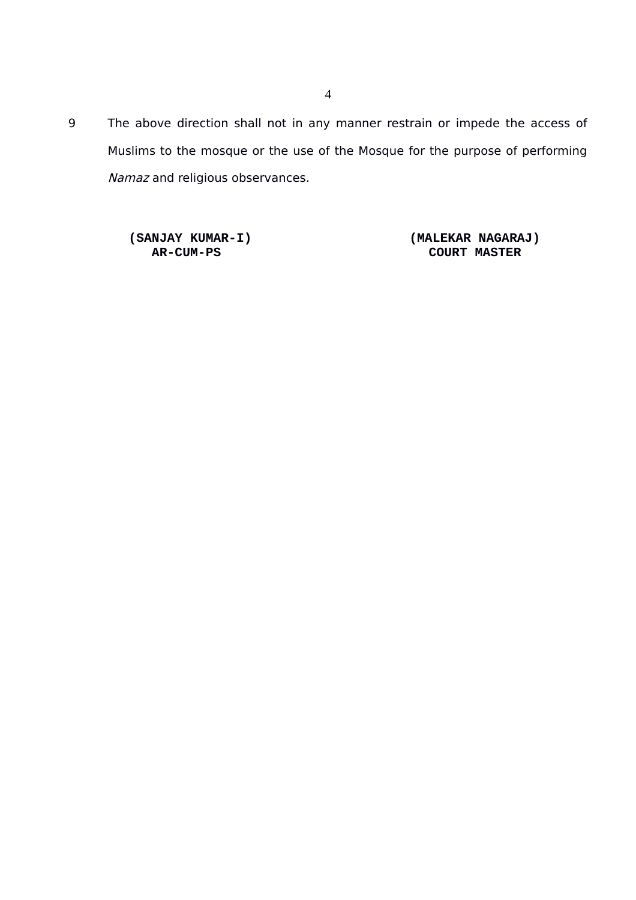9 The above direction shall not in any manner restrain or impede the access of Muslims to the mosque or the use of the Mosque for the purpose of performing *Namaz* and religious observances.

| | |
|---|---|
| **(SANJAY KUMAR-I)** | **(MALEKAR NAGARAJ)** |
| **AR-CUM-PS** | **COURT MASTER** |